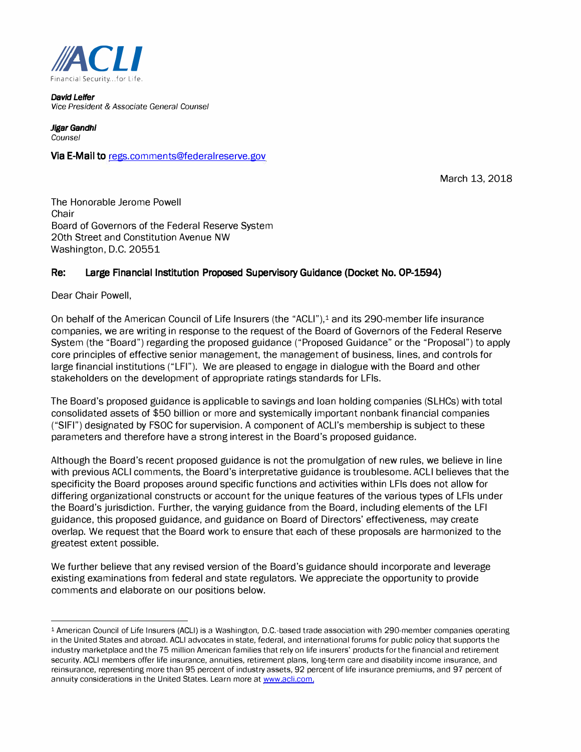**ACLI**

Financial Security...for Life.

***David Leifer***
*Vice President & Associate General Counsel*

***Jigar Gandhi***
*Counsel*

**Via E-Mail to** regs.comments@federalreserve.gov

March 13, 2018

The Honorable Jerome Powell
Chair
Board of Governors of the Federal Reserve System
20th Street and Constitution Avenue NW
Washington, D.C. 20551

**Re: Large Financial Institution Proposed Supervisory Guidance (Docket No. OP-1594)**

Dear Chair Powell,

On behalf of the American Council of Life Insurers (the "ACLI"),[1] and its 290-member life insurance companies, we are writing in response to the request of the Board of Governors of the Federal Reserve System (the "Board") regarding the proposed guidance ("Proposed Guidance" or the "Proposal") to apply core principles of effective senior management, the management of business, lines, and controls for large financial institutions ("LFI"). We are pleased to engage in dialogue with the Board and other stakeholders on the development of appropriate ratings standards for LFIs.

The Board's proposed guidance is applicable to savings and loan holding companies (SLHCs) with total consolidated assets of $50 billion or more and systemically important nonbank financial companies ("SIFI") designated by FSOC for supervision. A component of ACLI's membership is subject to these parameters and therefore have a strong interest in the Board's proposed guidance.

Although the Board's recent proposed guidance is not the promulgation of new rules, we believe in line with previous ACLI comments, the Board's interpretative guidance is troublesome. ACLI believes that the specificity the Board proposes around specific functions and activities within LFIs does not allow for differing organizational constructs or account for the unique features of the various types of LFIs under the Board's jurisdiction. Further, the varying guidance from the Board, including elements of the LFI guidance, this proposed guidance, and guidance on Board of Directors' effectiveness, may create overlap. We request that the Board work to ensure that each of these proposals are harmonized to the greatest extent possible.

We further believe that any revised version of the Board's guidance should incorporate and leverage existing examinations from federal and state regulators. We appreciate the opportunity to provide comments and elaborate on our positions below.

---

[1] American Council of Life Insurers (ACLI) is a Washington, D.C.-based trade association with 290-member companies operating in the United States and abroad. ACLI advocates in state, federal, and international forums for public policy that supports the industry marketplace and the 75 million American families that rely on life insurers' products for the financial and retirement security. ACLI members offer life insurance, annuities, retirement plans, long-term care and disability income insurance, and reinsurance, representing more than 95 percent of industry assets, 92 percent of life insurance premiums, and 97 percent of annuity considerations in the United States. Learn more at www.acli.com.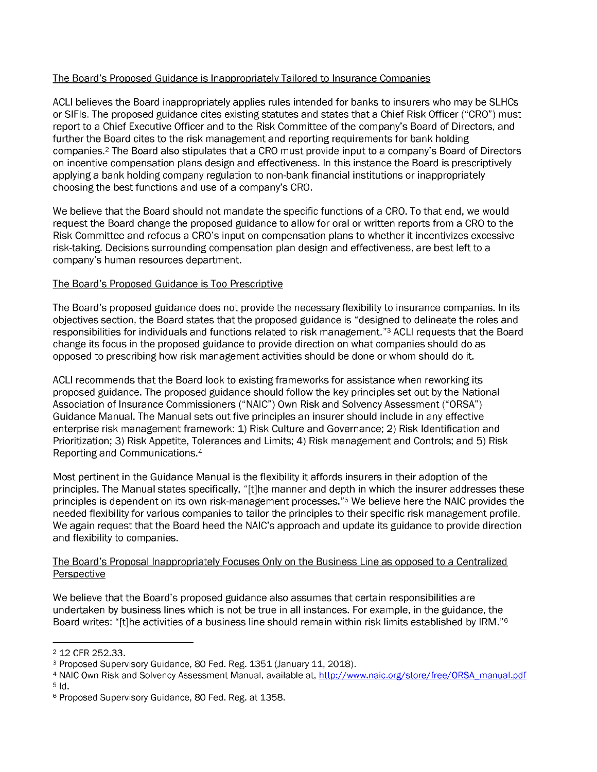The Board's Proposed Guidance is Inappropriately Tailored to Insurance Companies

ACLI believes the Board inappropriately applies rules intended for banks to insurers who may be SLHCs or SIFIs. The proposed guidance cites existing statutes and states that a Chief Risk Officer ("CRO") must report to a Chief Executive Officer and to the Risk Committee of the company's Board of Directors, and further the Board cites to the risk management and reporting requirements for bank holding companies.[2] The Board also stipulates that a CRO must provide input to a company's Board of Directors on incentive compensation plans design and effectiveness. In this instance the Board is prescriptively applying a bank holding company regulation to non-bank financial institutions or inappropriately choosing the best functions and use of a company's CRO.

We believe that the Board should not mandate the specific functions of a CRO. To that end, we would request the Board change the proposed guidance to allow for oral or written reports from a CRO to the Risk Committee and refocus a CRO's input on compensation plans to whether it incentivizes excessive risk-taking. Decisions surrounding compensation plan design and effectiveness, are best left to a company's human resources department.

The Board's Proposed Guidance is Too Prescriptive

The Board's proposed guidance does not provide the necessary flexibility to insurance companies. In its objectives section, the Board states that the proposed guidance is "designed to delineate the roles and responsibilities for individuals and functions related to risk management."[3] ACLI requests that the Board change its focus in the proposed guidance to provide direction on what companies should do as opposed to prescribing how risk management activities should be done or whom should do it.

ACLI recommends that the Board look to existing frameworks for assistance when reworking its proposed guidance. The proposed guidance should follow the key principles set out by the National Association of Insurance Commissioners ("NAIC") Own Risk and Solvency Assessment ("ORSA") Guidance Manual. The Manual sets out five principles an insurer should include in any effective enterprise risk management framework: 1) Risk Culture and Governance; 2) Risk Identification and Prioritization; 3) Risk Appetite, Tolerances and Limits; 4) Risk management and Controls; and 5) Risk Reporting and Communications.[4]

Most pertinent in the Guidance Manual is the flexibility it affords insurers in their adoption of the principles. The Manual states specifically, "[t]he manner and depth in which the insurer addresses these principles is dependent on its own risk-management processes."[5] We believe here the NAIC provides the needed flexibility for various companies to tailor the principles to their specific risk management profile. We again request that the Board heed the NAIC's approach and update its guidance to provide direction and flexibility to companies.

The Board's Proposal Inappropriately Focuses Only on the Business Line as opposed to a Centralized Perspective

We believe that the Board's proposed guidance also assumes that certain responsibilities are undertaken by business lines which is not be true in all instances. For example, in the guidance, the Board writes: "[t]he activities of a business line should remain within risk limits established by IRM."[6]

---

[2] 12 CFR 252.33.
[3] Proposed Supervisory Guidance, 80 Fed. Reg. 1351 (January 11, 2018).
[4] NAIC Own Risk and Solvency Assessment Manual, available at, http://www.naic.org/store/free/ORSA_manual.pdf
[5] Id.
[6] Proposed Supervisory Guidance, 80 Fed. Reg. at 1358.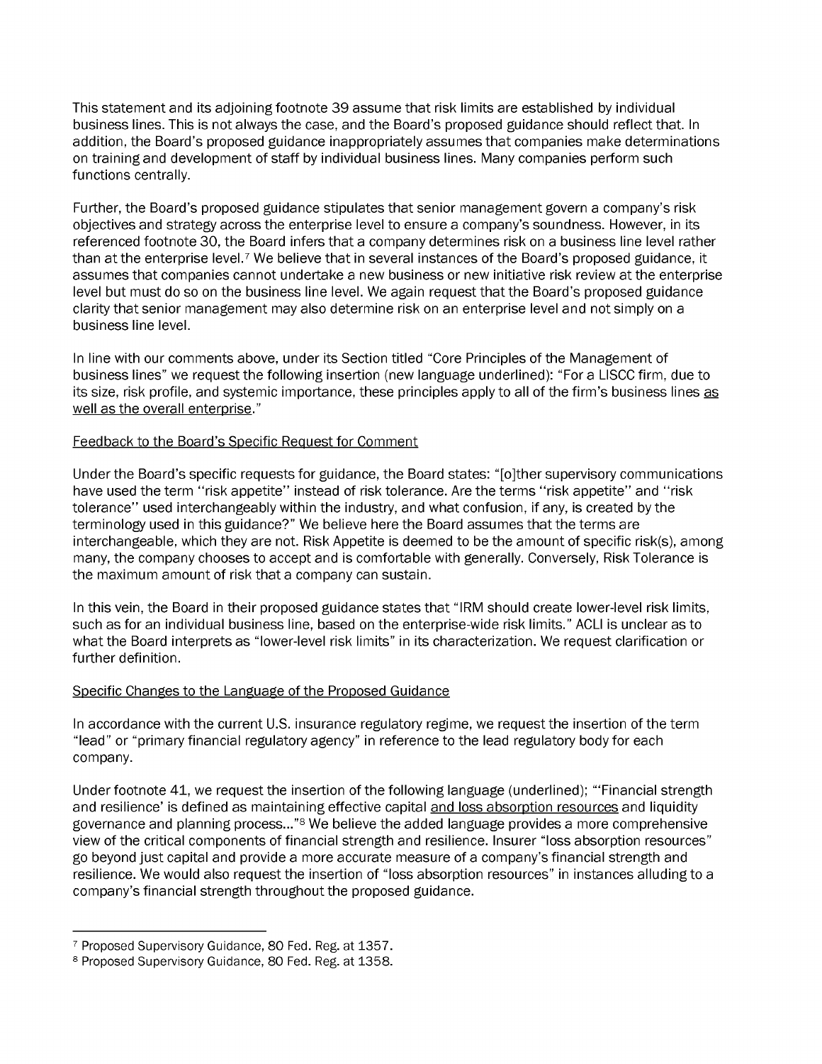This statement and its adjoining footnote 39 assume that risk limits are established by individual business lines. This is not always the case, and the Board's proposed guidance should reflect that. In addition, the Board's proposed guidance inappropriately assumes that companies make determinations on training and development of staff by individual business lines. Many companies perform such functions centrally.

Further, the Board's proposed guidance stipulates that senior management govern a company's risk objectives and strategy across the enterprise level to ensure a company's soundness. However, in its referenced footnote 30, the Board infers that a company determines risk on a business line level rather than at the enterprise level.[7] We believe that in several instances of the Board's proposed guidance, it assumes that companies cannot undertake a new business or new initiative risk review at the enterprise level but must do so on the business line level. We again request that the Board's proposed guidance clarity that senior management may also determine risk on an enterprise level and not simply on a business line level.

In line with our comments above, under its Section titled "Core Principles of the Management of business lines" we request the following insertion (new language underlined): "For a LISCC firm, due to its size, risk profile, and systemic importance, these principles apply to all of the firm's business lines <u>as well as the overall enterprise</u>."

<u>Feedback to the Board's Specific Request for Comment</u>

Under the Board's specific requests for guidance, the Board states: "[o]ther supervisory communications have used the term "risk appetite" instead of risk tolerance. Are the terms "risk appetite" and "risk tolerance" used interchangeably within the industry, and what confusion, if any, is created by the terminology used in this guidance?" We believe here the Board assumes that the terms are interchangeable, which they are not. Risk Appetite is deemed to be the amount of specific risk(s), among many, the company chooses to accept and is comfortable with generally. Conversely, Risk Tolerance is the maximum amount of risk that a company can sustain.

In this vein, the Board in their proposed guidance states that "IRM should create lower-level risk limits, such as for an individual business line, based on the enterprise-wide risk limits." ACLI is unclear as to what the Board interprets as "lower-level risk limits" in its characterization. We request clarification or further definition.

<u>Specific Changes to the Language of the Proposed Guidance</u>

In accordance with the current U.S. insurance regulatory regime, we request the insertion of the term "lead" or "primary financial regulatory agency" in reference to the lead regulatory body for each company.

Under footnote 41, we request the insertion of the following language (underlined); "'Financial strength and resilience' is defined as maintaining effective capital <u>and loss absorption resources</u> and liquidity governance and planning process..."[8] We believe the added language provides a more comprehensive view of the critical components of financial strength and resilience. Insurer "loss absorption resources" go beyond just capital and provide a more accurate measure of a company's financial strength and resilience. We would also request the insertion of "loss absorption resources" in instances alluding to a company's financial strength throughout the proposed guidance.

---

[7] Proposed Supervisory Guidance, 80 Fed. Reg. at 1357.

[8] Proposed Supervisory Guidance, 80 Fed. Reg. at 1358.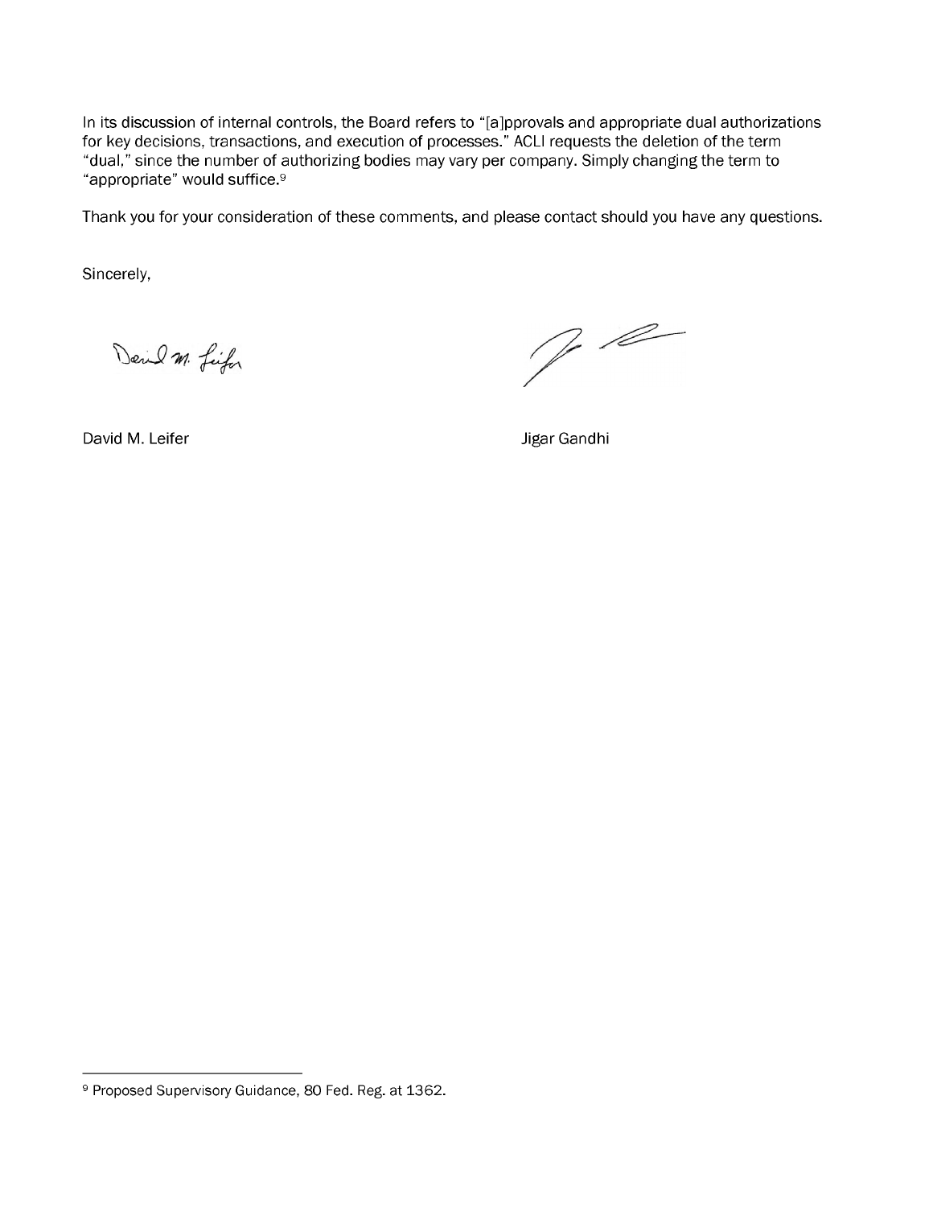In its discussion of internal controls, the Board refers to "[a]pprovals and appropriate dual authorizations for key decisions, transactions, and execution of processes." ACLI requests the deletion of the term "dual," since the number of authorizing bodies may vary per company. Simply changing the term to "appropriate" would suffice.[9]

Thank you for your consideration of these comments, and please contact should you have any questions.

Sincerely,

David M. Leifer

Jigar Gandhi

---

[9] Proposed Supervisory Guidance, 80 Fed. Reg. at 1362.